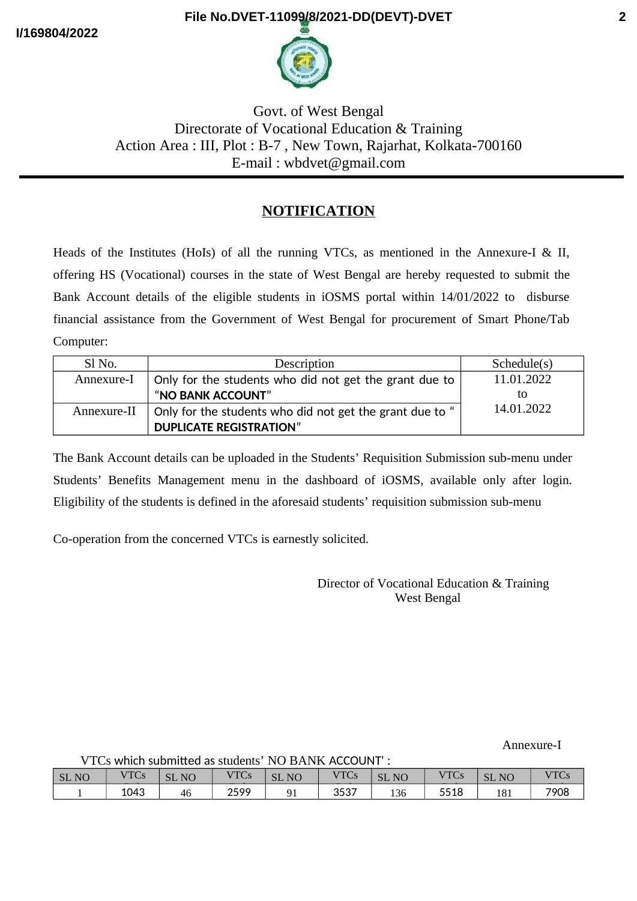File No.DVET-11099/8/2021-DD(DEVT)-DVET

I/169804/2022

Govt. of West Bengal
Directorate of Vocational Education & Training
Action Area : III, Plot : B-7 , New Town, Rajarhat, Kolkata-700160
E-mail : wbdvet@gmail.com

## NOTIFICATION

Heads of the Institutes (HoIs) of all the running VTCs, as mentioned in the Annexure-I & II, offering HS (Vocational) courses in the state of West Bengal are hereby requested to submit the Bank Account details of the eligible students in iOSMS portal within 14/01/2022 to disburse financial assistance from the Government of West Bengal for procurement of Smart Phone/Tab Computer:

| Sl No. | Description | Schedule(s) |
|---|---|---|
| Annexure-I | Only for the students who did not get the grant due to "**NO BANK ACCOUNT**" | 11.01.2022 to 14.01.2022 |
| Annexure-II | Only for the students who did not get the grant due to " **DUPLICATE REGISTRATION**" | |

The Bank Account details can be uploaded in the Students' Requisition Submission sub-menu under Students' Benefits Management menu in the dashboard of iOSMS, available only after login. Eligibility of the students is defined in the aforesaid students' requisition submission sub-menu

Co-operation from the concerned VTCs is earnestly solicited.

Director of Vocational Education & Training
West Bengal

Annexure-I

VTCs which submitted as students' NO BANK ACCOUNT' :

| SL NO | VTCs | SL NO | VTCs | SL NO | VTCs | SL NO | VTCs | SL NO | VTCs |
|---|---|---|---|---|---|---|---|---|---|
| 1 | 1043 | 46 | 2599 | 91 | 3537 | 136 | 5518 | 181 | 7908 |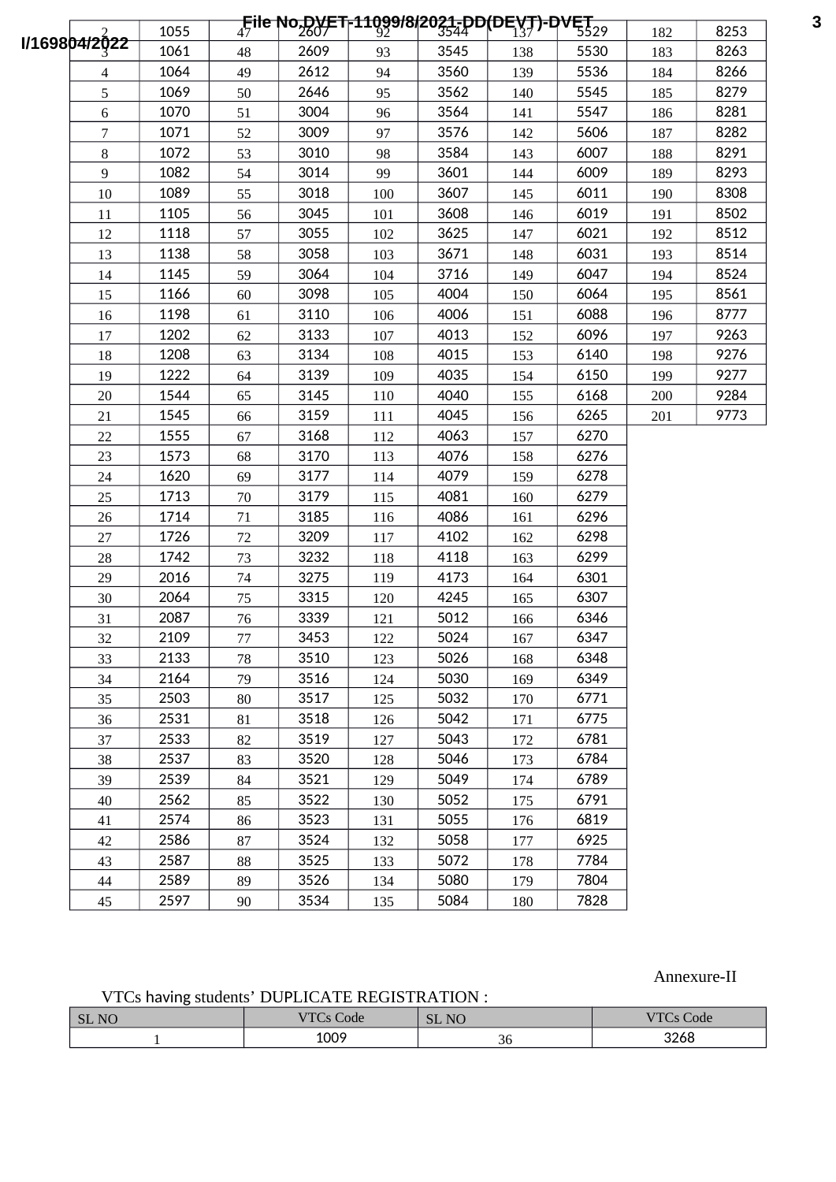| 2 | 1055 | 47 | 2607 | 92 | 3544 | 137 | 5529 | 182 | 8253 |
|---|---|---|---|---|---|---|---|---|---|
| 3 | 1061 | 48 | 2609 | 93 | 3545 | 138 | 5530 | 183 | 8263 |
| 4 | 1064 | 49 | 2612 | 94 | 3560 | 139 | 5536 | 184 | 8266 |
| 5 | 1069 | 50 | 2646 | 95 | 3562 | 140 | 5545 | 185 | 8279 |
| 6 | 1070 | 51 | 3004 | 96 | 3564 | 141 | 5547 | 186 | 8281 |
| 7 | 1071 | 52 | 3009 | 97 | 3576 | 142 | 5606 | 187 | 8282 |
| 8 | 1072 | 53 | 3010 | 98 | 3584 | 143 | 6007 | 188 | 8291 |
| 9 | 1082 | 54 | 3014 | 99 | 3601 | 144 | 6009 | 189 | 8293 |
| 10 | 1089 | 55 | 3018 | 100 | 3607 | 145 | 6011 | 190 | 8308 |
| 11 | 1105 | 56 | 3045 | 101 | 3608 | 146 | 6019 | 191 | 8502 |
| 12 | 1118 | 57 | 3055 | 102 | 3625 | 147 | 6021 | 192 | 8512 |
| 13 | 1138 | 58 | 3058 | 103 | 3671 | 148 | 6031 | 193 | 8514 |
| 14 | 1145 | 59 | 3064 | 104 | 3716 | 149 | 6047 | 194 | 8524 |
| 15 | 1166 | 60 | 3098 | 105 | 4004 | 150 | 6064 | 195 | 8561 |
| 16 | 1198 | 61 | 3110 | 106 | 4006 | 151 | 6088 | 196 | 8777 |
| 17 | 1202 | 62 | 3133 | 107 | 4013 | 152 | 6096 | 197 | 9263 |
| 18 | 1208 | 63 | 3134 | 108 | 4015 | 153 | 6140 | 198 | 9276 |
| 19 | 1222 | 64 | 3139 | 109 | 4035 | 154 | 6150 | 199 | 9277 |
| 20 | 1544 | 65 | 3145 | 110 | 4040 | 155 | 6168 | 200 | 9284 |
| 21 | 1545 | 66 | 3159 | 111 | 4045 | 156 | 6265 | 201 | 9773 |
| 22 | 1555 | 67 | 3168 | 112 | 4063 | 157 | 6270 | | |
| 23 | 1573 | 68 | 3170 | 113 | 4076 | 158 | 6276 | | |
| 24 | 1620 | 69 | 3177 | 114 | 4079 | 159 | 6278 | | |
| 25 | 1713 | 70 | 3179 | 115 | 4081 | 160 | 6279 | | |
| 26 | 1714 | 71 | 3185 | 116 | 4086 | 161 | 6296 | | |
| 27 | 1726 | 72 | 3209 | 117 | 4102 | 162 | 6298 | | |
| 28 | 1742 | 73 | 3232 | 118 | 4118 | 163 | 6299 | | |
| 29 | 2016 | 74 | 3275 | 119 | 4173 | 164 | 6301 | | |
| 30 | 2064 | 75 | 3315 | 120 | 4245 | 165 | 6307 | | |
| 31 | 2087 | 76 | 3339 | 121 | 5012 | 166 | 6346 | | |
| 32 | 2109 | 77 | 3453 | 122 | 5024 | 167 | 6347 | | |
| 33 | 2133 | 78 | 3510 | 123 | 5026 | 168 | 6348 | | |
| 34 | 2164 | 79 | 3516 | 124 | 5030 | 169 | 6349 | | |
| 35 | 2503 | 80 | 3517 | 125 | 5032 | 170 | 6771 | | |
| 36 | 2531 | 81 | 3518 | 126 | 5042 | 171 | 6775 | | |
| 37 | 2533 | 82 | 3519 | 127 | 5043 | 172 | 6781 | | |
| 38 | 2537 | 83 | 3520 | 128 | 5046 | 173 | 6784 | | |
| 39 | 2539 | 84 | 3521 | 129 | 5049 | 174 | 6789 | | |
| 40 | 2562 | 85 | 3522 | 130 | 5052 | 175 | 6791 | | |
| 41 | 2574 | 86 | 3523 | 131 | 5055 | 176 | 6819 | | |
| 42 | 2586 | 87 | 3524 | 132 | 5058 | 177 | 6925 | | |
| 43 | 2587 | 88 | 3525 | 133 | 5072 | 178 | 7784 | | |
| 44 | 2589 | 89 | 3526 | 134 | 5080 | 179 | 7804 | | |
| 45 | 2597 | 90 | 3534 | 135 | 5084 | 180 | 7828 | | |

Annexure-II

VTCs having students' DUPLICATE REGISTRATION :

| SL NO | VTCs Code | SL NO | VTCs Code |
|---|---|---|---|
| 1 | 1009 | 36 | 3268 |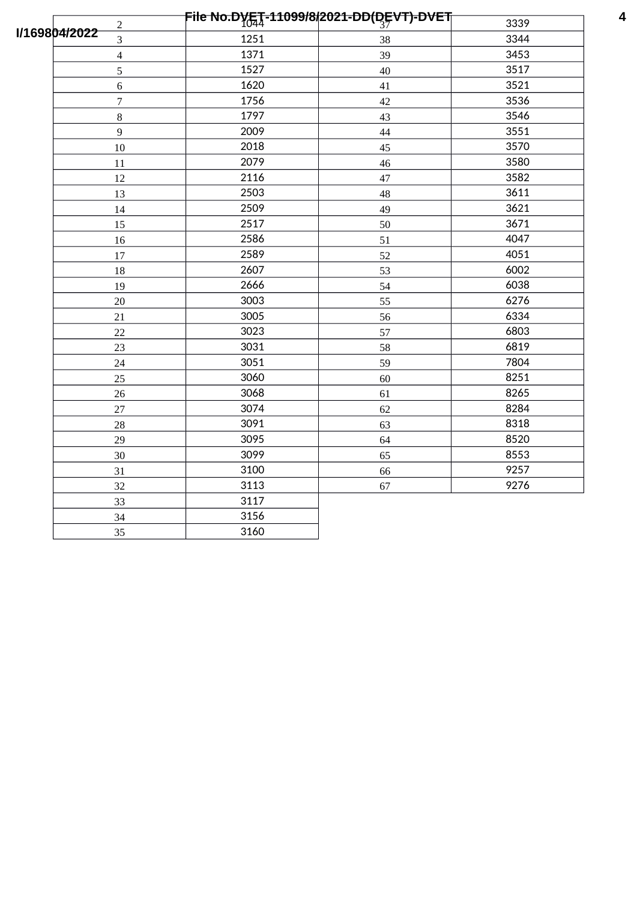| | | | |
|---|---|---|---|
| 2 | 1044 | 37 | 3339 |
| 3 | 1251 | 38 | 3344 |
| 4 | 1371 | 39 | 3453 |
| 5 | 1527 | 40 | 3517 |
| 6 | 1620 | 41 | 3521 |
| 7 | 1756 | 42 | 3536 |
| 8 | 1797 | 43 | 3546 |
| 9 | 2009 | 44 | 3551 |
| 10 | 2018 | 45 | 3570 |
| 11 | 2079 | 46 | 3580 |
| 12 | 2116 | 47 | 3582 |
| 13 | 2503 | 48 | 3611 |
| 14 | 2509 | 49 | 3621 |
| 15 | 2517 | 50 | 3671 |
| 16 | 2586 | 51 | 4047 |
| 17 | 2589 | 52 | 4051 |
| 18 | 2607 | 53 | 6002 |
| 19 | 2666 | 54 | 6038 |
| 20 | 3003 | 55 | 6276 |
| 21 | 3005 | 56 | 6334 |
| 22 | 3023 | 57 | 6803 |
| 23 | 3031 | 58 | 6819 |
| 24 | 3051 | 59 | 7804 |
| 25 | 3060 | 60 | 8251 |
| 26 | 3068 | 61 | 8265 |
| 27 | 3074 | 62 | 8284 |
| 28 | 3091 | 63 | 8318 |
| 29 | 3095 | 64 | 8520 |
| 30 | 3099 | 65 | 8553 |
| 31 | 3100 | 66 | 9257 |
| 32 | 3113 | 67 | 9276 |
| 33 | 3117 | | |
| 34 | 3156 | | |
| 35 | 3160 | | |